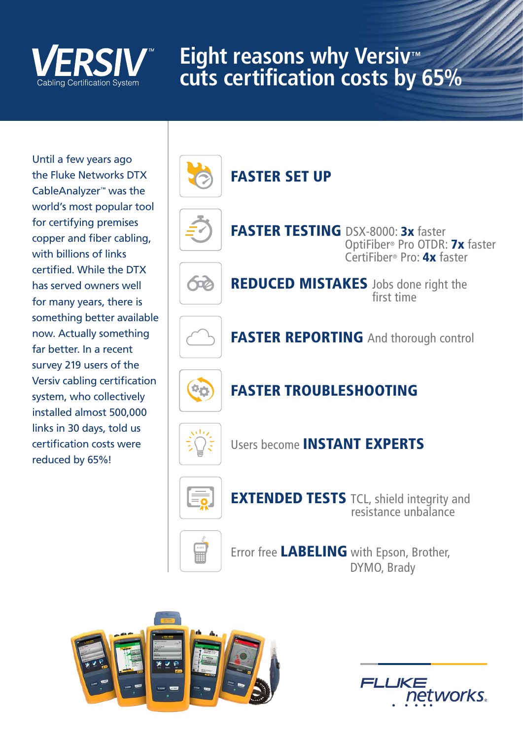VERSIV™
Cabling Certification System

# Eight reasons why Versiv™ cuts certification costs by 65%

Until a few years ago the Fluke Networks DTX CableAnalyzer™ was the world's most popular tool for certifying premises copper and fiber cabling, with billions of links certified. While the DTX has served owners well for many years, there is something better available now. Actually something far better. In a recent survey 219 users of the Versiv cabling certification system, who collectively installed almost 500,000 links in 30 days, told us certification costs were reduced by 65%!

**FASTER SET UP**

**FASTER TESTING** DSX-8000: **3x** faster
OptiFiber® Pro OTDR: **7x** faster
CertiFiber® Pro: **4x** faster

**REDUCED MISTAKES** Jobs done right the first time

**FASTER REPORTING** And thorough control

**FASTER TROUBLESHOOTING**

Users become **INSTANT EXPERTS**

**EXTENDED TESTS** TCL, shield integrity and resistance unbalance

Error free **LABELING** with Epson, Brother, DYMO, Brady

FLUKE networks.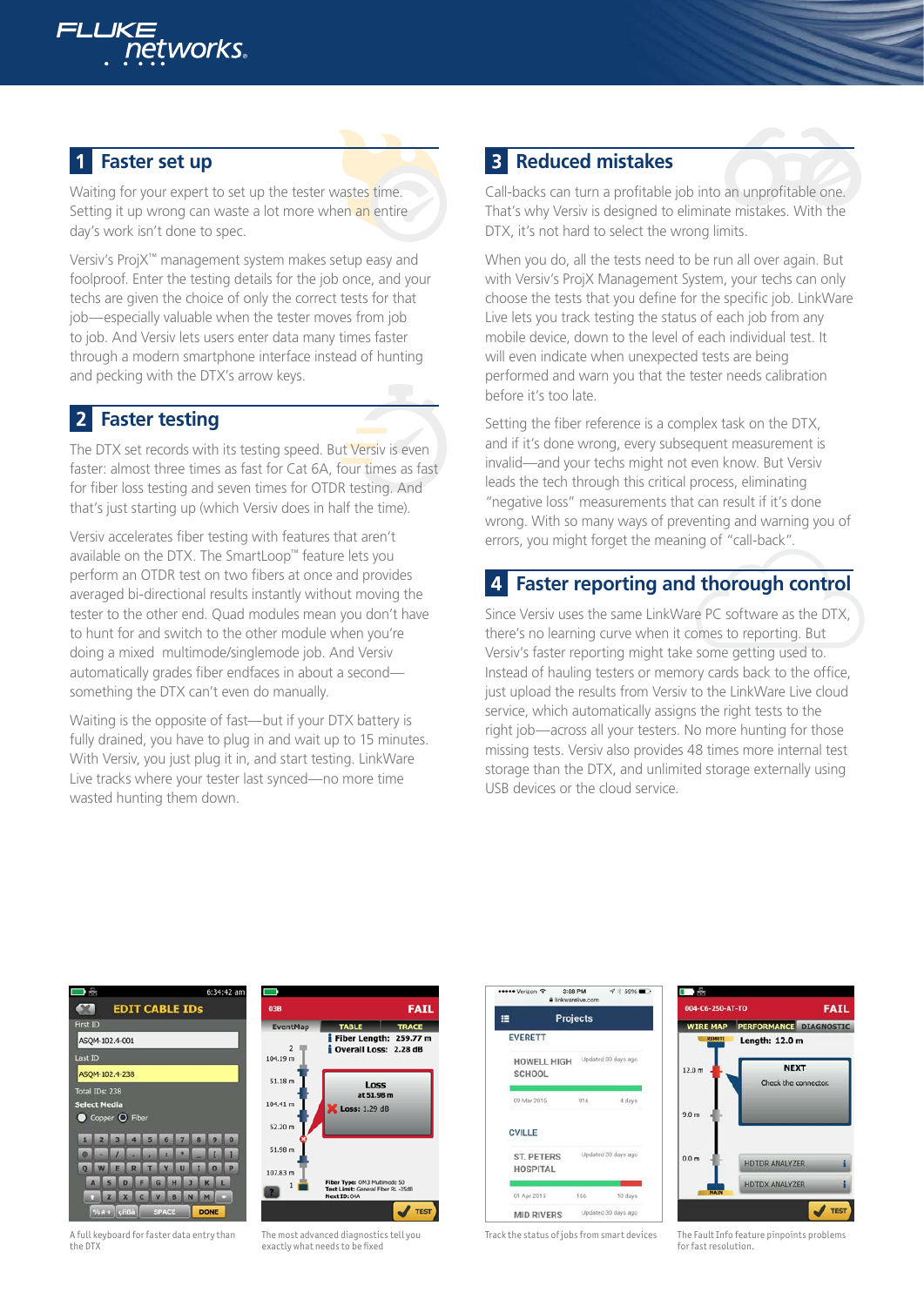## 1 Faster set up

Waiting for your expert to set up the tester wastes time. Setting it up wrong can waste a lot more when an entire day's work isn't done to spec.

Versiv's ProjX™ management system makes setup easy and foolproof. Enter the testing details for the job once, and your techs are given the choice of only the correct tests for that job—especially valuable when the tester moves from job to job. And Versiv lets users enter data many times faster through a modern smartphone interface instead of hunting and pecking with the DTX's arrow keys.

## 2 Faster testing

The DTX set records with its testing speed. But Versiv is even faster: almost three times as fast for Cat 6A, four times as fast for fiber loss testing and seven times for OTDR testing. And that's just starting up (which Versiv does in half the time).

Versiv accelerates fiber testing with features that aren't available on the DTX. The SmartLoop™ feature lets you perform an OTDR test on two fibers at once and provides averaged bi-directional results instantly without moving the tester to the other end. Quad modules mean you don't have to hunt for and switch to the other module when you're doing a mixed multimode/singlemode job. And Versiv automatically grades fiber endfaces in about a second—something the DTX can't even do manually.

Waiting is the opposite of fast—but if your DTX battery is fully drained, you have to plug in and wait up to 15 minutes. With Versiv, you just plug it in, and start testing. LinkWare Live tracks where your tester last synced—no more time wasted hunting them down.

## 3 Reduced mistakes

Call-backs can turn a profitable job into an unprofitable one. That's why Versiv is designed to eliminate mistakes. With the DTX, it's not hard to select the wrong limits.

When you do, all the tests need to be run all over again. But with Versiv's ProjX Management System, your techs can only choose the tests that you define for the specific job. LinkWare Live lets you track testing the status of each job from any mobile device, down to the level of each individual test. It will even indicate when unexpected tests are being performed and warn you that the tester needs calibration before it's too late.

Setting the fiber reference is a complex task on the DTX, and if it's done wrong, every subsequent measurement is invalid—and your techs might not even know. But Versiv leads the tech through this critical process, eliminating "negative loss" measurements that can result if it's done wrong. With so many ways of preventing and warning you of errors, you might forget the meaning of "call-back".

## 4 Faster reporting and thorough control

Since Versiv uses the same LinkWare PC software as the DTX, there's no learning curve when it comes to reporting. But Versiv's faster reporting might take some getting used to. Instead of hauling testers or memory cards back to the office, just upload the results from Versiv to the LinkWare Live cloud service, which automatically assigns the right tests to the right job—across all your testers. No more hunting for those missing tests. Versiv also provides 48 times more internal test storage than the DTX, and unlimited storage externally using USB devices or the cloud service.

A full keyboard for faster data entry than the DTX

The most advanced diagnostics tell you exactly what needs to be fixed

Track the status of jobs from smart devices

The Fault Info feature pinpoints problems for fast resolution.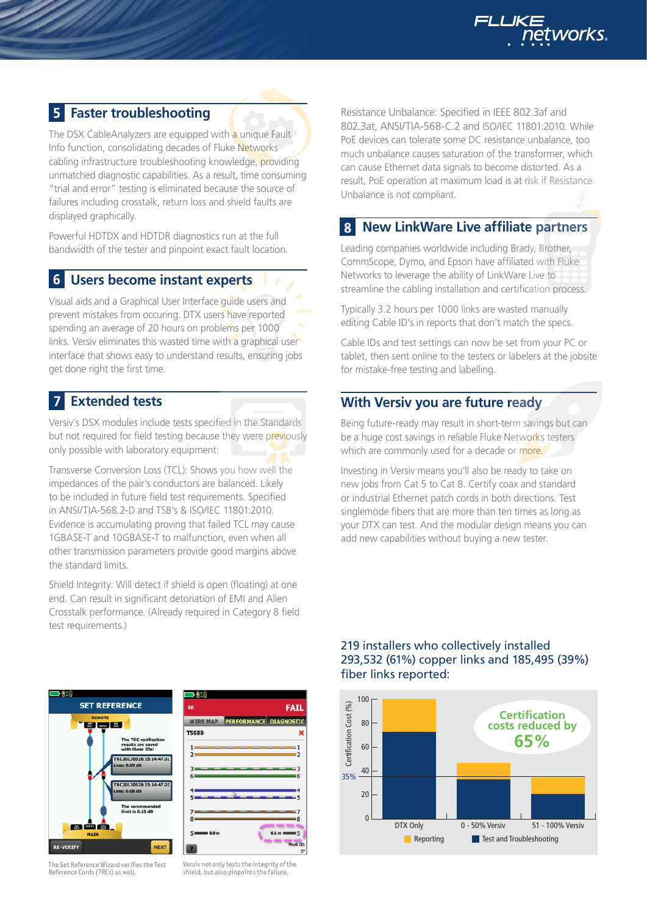## 5 Faster troubleshooting

The DSX CableAnalyzers are equipped with a unique Fault Info function, consolidating decades of Fluke Networks cabling infrastructure troubleshooting knowledge, providing unmatched diagnostic capabilities. As a result, time consuming "trial and error" testing is eliminated because the source of failures including crosstalk, return loss and shield faults are displayed graphically.

Powerful HDTDX and HDTDR diagnostics run at the full bandwidth of the tester and pinpoint exact fault location.

## 6 Users become instant experts

Visual aids and a Graphical User Interface guide users and prevent mistakes from occuring. DTX users have reported spending an average of 20 hours on problems per 1000 links. Versiv eliminates this wasted time with a graphical user interface that shows easy to understand results, ensuring jobs get done right the first time.

## 7 Extended tests

Versiv's DSX modules include tests specified in the Standards but not required for field testing because they were previously only possible with laboratory equipment:

Transverse Conversion Loss (TCL): Shows you how well the impedances of the pair's conductors are balanced. Likely to be included in future field test requirements. Specified in ANSI/TIA-568.2-D and TSB's & ISO/IEC 11801:2010. Evidence is accumulating proving that failed TCL may cause 1GBASE-T and 10GBASE-T to malfunction, even when all other transmission parameters provide good margins above the standard limits.

Shield Integrity: Will detect if shield is open (floating) at one end. Can result in significant detoriation of EMI and Alien Crosstalk performance. (Already required in Category 8 field test requirements.)

The Set Reference Wizard verifies the Test Reference Cords (TRCs) as well.

Versiv not only tests the integrity of the shield, but also pinpoints the failure.

Resistance Unbalance: Specified in IEEE 802.3af and 802.3at, ANSI/TIA-568-C.2 and ISO/IEC 11801:2010. While PoE devices can tolerate some DC resistance unbalance, too much unbalance causes saturation of the transformer, which can cause Ethernet data signals to become distorted. As a result, PoE operation at maximum load is at risk if Resistance Unbalance is not compliant.

## 8 New LinkWare Live affiliate partners

Leading companies worldwide including Brady, Brother, CommScope, Dymo, and Epson have affiliated with Fluke Networks to leverage the ability of LinkWare Live to streamline the cabling installation and certification process.

Typically 3.2 hours per 1000 links are wasted manually editing Cable ID's in reports that don't match the specs.

Cable IDs and test settings can now be set from your PC or tablet, then sent online to the testers or labelers at the jobsite for mistake-free testing and labelling.

## With Versiv you are future ready

Being future-ready may result in short-term savings but can be a huge cost savings in reliable Fluke Networks testers which are commonly used for a decade or more.

Investing in Versiv means you'll also be ready to take on new jobs from Cat 5 to Cat 8. Certify coax and standard or industrial Ethernet patch cords in both directions. Test singlemode fibers that are more than ten times as long as your DTX can test. And the modular design means you can add new capabilities without buying a new tester.

### 219 installers who collectively installed 293,532 (61%) copper links and 185,495 (39%) fiber links reported:

Certification costs reduced by 65%

| Certification Cost (%) | DTX Only | 0 - 50% Versiv | 51 - 100% Versiv |
|---|---|---|---|
| Test and Troubleshooting | 73 | 28 | 20 |
| Reporting | 27 | 7 | 14 |

35%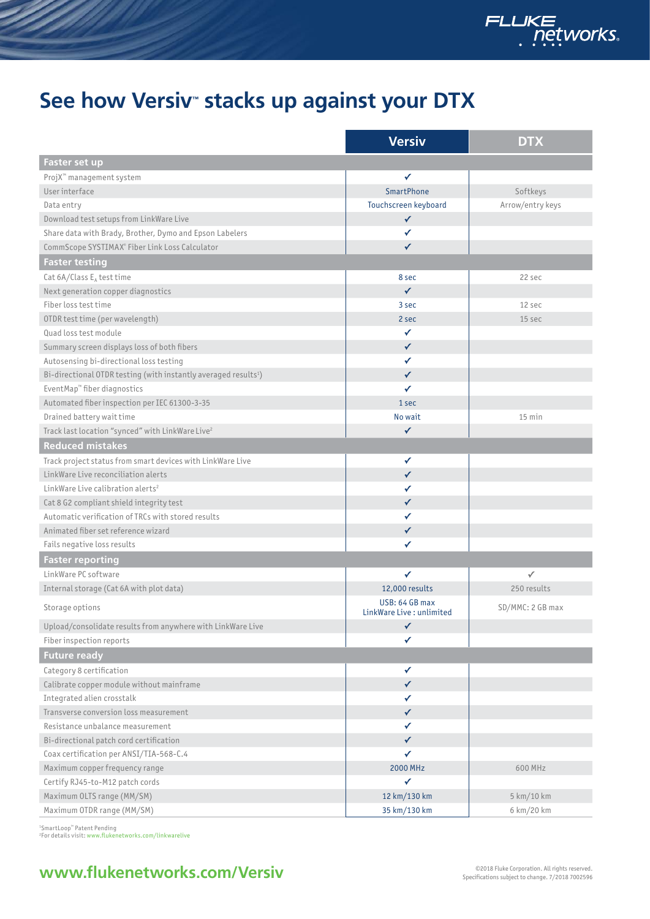# See how Versiv™ stacks up against your DTX

| | Versiv | DTX |
|---|---|---|
| **Faster set up** | | |
| ProjX™ management system | ✓ | |
| User interface | SmartPhone | Softkeys |
| Data entry | Touchscreen keyboard | Arrow/entry keys |
| Download test setups from LinkWare Live | ✓ | |
| Share data with Brady, Brother, Dymo and Epson Labelers | ✓ | |
| CommScope SYSTIMAX® Fiber Link Loss Calculator | ✓ | |
| **Faster testing** | | |
| Cat 6A/Class $E_A$ test time | 8 sec | 22 sec |
| Next generation copper diagnostics | ✓ | |
| Fiber loss test time | 3 sec | 12 sec |
| OTDR test time (per wavelength) | 2 sec | 15 sec |
| Quad loss test module | ✓ | |
| Summary screen displays loss of both fibers | ✓ | |
| Autosensing bi-directional loss testing | ✓ | |
| Bi-directional OTDR testing (with instantly averaged results[1]) | ✓ | |
| EventMap™ fiber diagnostics | ✓ | |
| Automated fiber inspection per IEC 61300-3-35 | 1 sec | |
| Drained battery wait time | No wait | 15 min |
| Track last location "synced" with LinkWare Live[2] | ✓ | |
| **Reduced mistakes** | | |
| Track project status from smart devices with LinkWare Live | ✓ | |
| LinkWare Live reconciliation alerts | ✓ | |
| LinkWare Live calibration alerts[2] | ✓ | |
| Cat 8 G2 compliant shield integrity test | ✓ | |
| Automatic verification of TRCs with stored results | ✓ | |
| Animated fiber set reference wizard | ✓ | |
| Fails negative loss results | ✓ | |
| **Faster reporting** | | |
| LinkWare PC software | ✓ | ✓ |
| Internal storage (Cat 6A with plot data) | 12,000 results | 250 results |
| Storage options | USB: 64 GB max<br>LinkWare Live : unlimited | SD/MMC: 2 GB max |
| Upload/consolidate results from anywhere with LinkWare Live | ✓ | |
| Fiber inspection reports | ✓ | |
| **Future ready** | | |
| Category 8 certification | ✓ | |
| Calibrate copper module without mainframe | ✓ | |
| Integrated alien crosstalk | ✓ | |
| Transverse conversion loss measurement | ✓ | |
| Resistance unbalance measurement | ✓ | |
| Bi-directional patch cord certification | ✓ | |
| Coax certification per ANSI/TIA-568-C.4 | ✓ | |
| Maximum copper frequency range | 2000 MHz | 600 MHz |
| Certify RJ45-to-M12 patch cords | ✓ | |
| Maximum OLTS range (MM/SM) | 12 km/130 km | 5 km/10 km |
| Maximum OTDR range (MM/SM) | 35 km/130 km | 6 km/20 km |

[1]SmartLoop™ Patent Pending
[2]For details visit: www.flukenetworks.com/linkwarelive

**www.flukenetworks.com/Versiv**

©2018 Fluke Corporation. All rights reserved.
Specifications subject to change. 7/2018 7002596